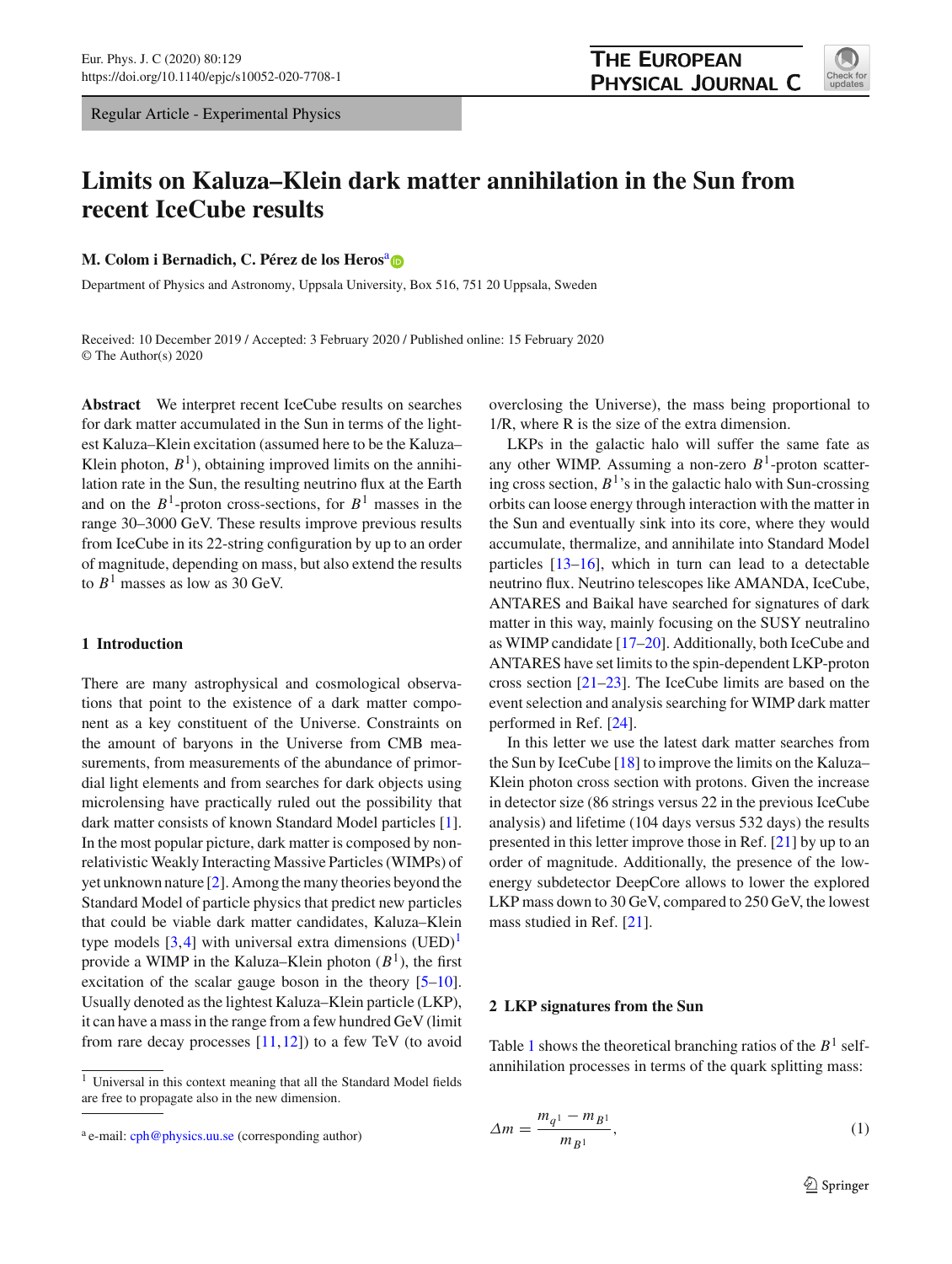Regular Article - Experimental Physics

# Limits on Kaluza–Klein dark matter annihilation in the Sun from recent IceCube results

**M. Colom i Bernadich, C. Pérez de los Heros**[a]

Department of Physics and Astronomy, Uppsala University, Box 516, 751 20 Uppsala, Sweden

Received: 10 December 2019 / Accepted: 3 February 2020 / Published online: 15 February 2020
© The Author(s) 2020

**Abstract** We interpret recent IceCube results on searches for dark matter accumulated in the Sun in terms of the lightest Kaluza–Klein excitation (assumed here to be the Kaluza–Klein photon, $B^1$), obtaining improved limits on the annihilation rate in the Sun, the resulting neutrino flux at the Earth and on the $B^1$-proton cross-sections, for $B^1$ masses in the range 30–3000 GeV. These results improve previous results from IceCube in its 22-string configuration by up to an order of magnitude, depending on mass, but also extend the results to $B^1$ masses as low as 30 GeV.

## 1 Introduction

There are many astrophysical and cosmological observations that point to the existence of a dark matter component as a key constituent of the Universe. Constraints on the amount of baryons in the Universe from CMB measurements, from measurements of the abundance of primordial light elements and from searches for dark objects using microlensing have practically ruled out the possibility that dark matter consists of known Standard Model particles [1]. In the most popular picture, dark matter is composed by non-relativistic Weakly Interacting Massive Particles (WIMPs) of yet unknown nature [2]. Among the many theories beyond the Standard Model of particle physics that predict new particles that could be viable dark matter candidates, Kaluza–Klein type models [3,4] with universal extra dimensions (UED)[1] provide a WIMP in the Kaluza–Klein photon ($B^1$), the first excitation of the scalar gauge boson in the theory [5–10]. Usually denoted as the lightest Kaluza–Klein particle (LKP), it can have a mass in the range from a few hundred GeV (limit from rare decay processes [11,12]) to a few TeV (to avoid overclosing the Universe), the mass being proportional to 1/R, where R is the size of the extra dimension.

LKPs in the galactic halo will suffer the same fate as any other WIMP. Assuming a non-zero $B^1$-proton scattering cross section, $B^1$'s in the galactic halo with Sun-crossing orbits can loose energy through interaction with the matter in the Sun and eventually sink into its core, where they would accumulate, thermalize, and annihilate into Standard Model particles [13–16], which in turn can lead to a detectable neutrino flux. Neutrino telescopes like AMANDA, IceCube, ANTARES and Baikal have searched for signatures of dark matter in this way, mainly focusing on the SUSY neutralino as WIMP candidate [17–20]. Additionally, both IceCube and ANTARES have set limits to the spin-dependent LKP-proton cross section [21–23]. The IceCube limits are based on the event selection and analysis searching for WIMP dark matter performed in Ref. [24].

In this letter we use the latest dark matter searches from the Sun by IceCube [18] to improve the limits on the Kaluza–Klein photon cross section with protons. Given the increase in detector size (86 strings versus 22 in the previous IceCube analysis) and lifetime (104 days versus 532 days) the results presented in this letter improve those in Ref. [21] by up to an order of magnitude. Additionally, the presence of the low-energy subdetector DeepCore allows to lower the explored LKP mass down to 30 GeV, compared to 250 GeV, the lowest mass studied in Ref. [21].

## 2 LKP signatures from the Sun

Table 1 shows the theoretical branching ratios of the $B^1$ self-annihilation processes in terms of the quark splitting mass:

$$\Delta m = \frac{m_{q^1} - m_{B^1}}{m_{B^1}}, \tag{1}$$

[1] Universal in this context meaning that all the Standard Model fields are free to propagate also in the new dimension.

[a] e-mail: cph@physics.uu.se (corresponding author)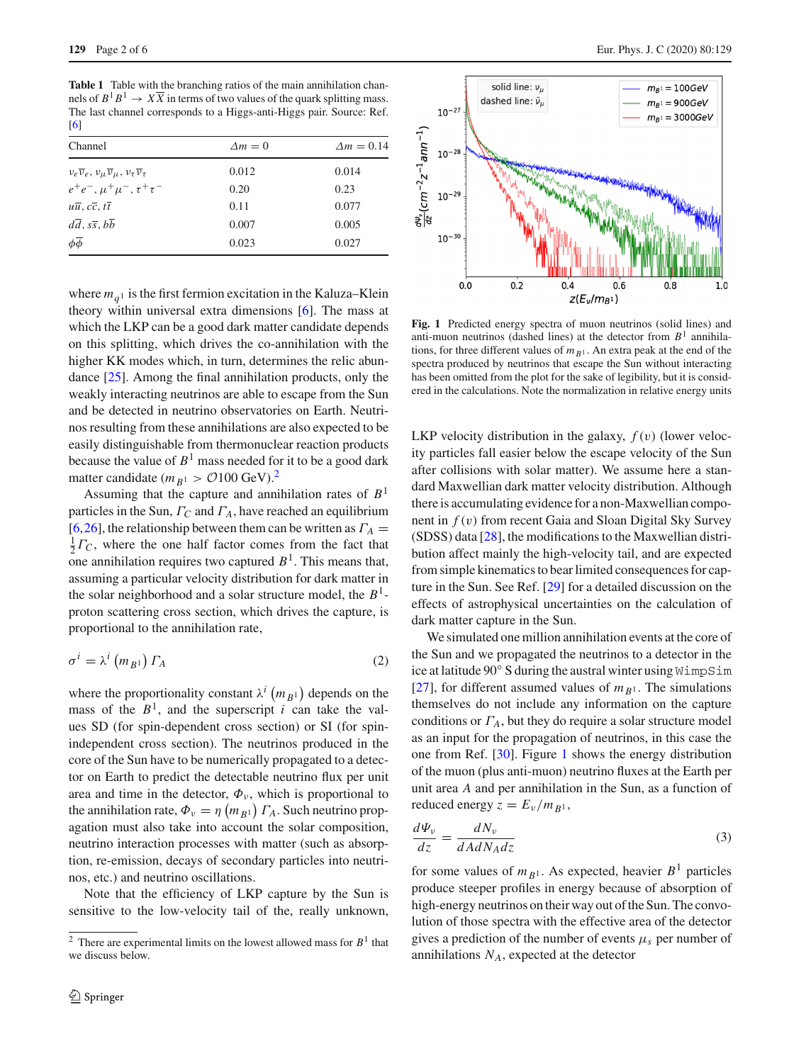**Table 1** Table with the branching ratios of the main annihilation channels of $B^1 B^1 \to X\overline{X}$ in terms of two values of the quark splitting mass. The last channel corresponds to a Higgs-anti-Higgs pair. Source: Ref. [6]

| Channel | $\Delta m = 0$ | $\Delta m = 0.14$ |
|---|---|---|
| $\nu_e\overline{\nu}_e$, $\nu_\mu\overline{\nu}_\mu$, $\nu_\tau\overline{\nu}_\tau$ | 0.012 | 0.014 |
| $e^+e^-$, $\mu^+\mu^-$, $\tau^+\tau^-$ | 0.20 | 0.23 |
| $u\overline{u}$, $c\overline{c}$, $t\overline{t}$ | 0.11 | 0.077 |
| $d\overline{d}$, $s\overline{s}$, $b\overline{b}$ | 0.007 | 0.005 |
| $\phi\overline{\phi}$ | 0.023 | 0.027 |

where $m_{q^1}$ is the first fermion excitation in the Kaluza–Klein theory within universal extra dimensions [6]. The mass at which the LKP can be a good dark matter candidate depends on this splitting, which drives the co-annihilation with the higher KK modes which, in turn, determines the relic abundance [25]. Among the final annihilation products, only the weakly interacting neutrinos are able to escape from the Sun and be detected in neutrino observatories on Earth. Neutrinos resulting from these annihilations are also expected to be easily distinguishable from thermonuclear reaction products because the value of $B^1$ mass needed for it to be a good dark matter candidate ($m_{B^1} > \mathcal{O}100$ GeV).[2]

Assuming that the capture and annihilation rates of $B^1$ particles in the Sun, $\Gamma_C$ and $\Gamma_A$, have reached an equilibrium [6,26], the relationship between them can be written as $\Gamma_A = \frac{1}{2}\Gamma_C$, where the one half factor comes from the fact that one annihilation requires two captured $B^1$. This means that, assuming a particular velocity distribution for dark matter in the solar neighborhood and a solar structure model, the $B^1$-proton scattering cross section, which drives the capture, is proportional to the annihilation rate,

$$\sigma^i = \lambda^i \left(m_{B^1}\right) \Gamma_A \tag{2}$$

where the proportionality constant $\lambda^i \left(m_{B^1}\right)$ depends on the mass of the $B^1$, and the superscript $i$ can take the values SD (for spin-dependent cross section) or SI (for spin-independent cross section). The neutrinos produced in the core of the Sun have to be numerically propagated to a detector on Earth to predict the detectable neutrino flux per unit area and time in the detector, $\Phi_\nu$, which is proportional to the annihilation rate, $\Phi_\nu = \eta\left(m_{B^1}\right)\Gamma_A$. Such neutrino propagation must also take into account the solar composition, neutrino interaction processes with matter (such as absorption, re-emission, decays of secondary particles into neutrinos, etc.) and neutrino oscillations.

Note that the efficiency of LKP capture by the Sun is sensitive to the low-velocity tail of the, really unknown, LKP velocity distribution in the galaxy, $f(v)$ (lower velocity particles fall easier below the escape velocity of the Sun after collisions with solar matter). We assume here a standard Maxwellian dark matter velocity distribution. Although there is accumulating evidence for a non-Maxwellian component in $f(v)$ from recent Gaia and Sloan Digital Sky Survey (SDSS) data [28], the modifications to the Maxwellian distribution affect mainly the high-velocity tail, and are expected from simple kinematics to bear limited consequences for capture in the Sun. See Ref. [29] for a detailed discussion on the effects of astrophysical uncertainties on the calculation of dark matter capture in the Sun.

We simulated one million annihilation events at the core of the Sun and we propagated the neutrinos to a detector in the ice at latitude 90° S during the austral winter using WimpSim [27], for different assumed values of $m_{B^1}$. The simulations themselves do not include any information on the capture conditions or $\Gamma_A$, but they do require a solar structure model as an input for the propagation of neutrinos, in this case the one from Ref. [30]. Figure 1 shows the energy distribution of the muon (plus anti-muon) neutrino fluxes at the Earth per unit area $A$ and per annihilation in the Sun, as a function of reduced energy $z = E_\nu/m_{B^1}$,

$$\frac{d\Psi_\nu}{dz} = \frac{dN_\nu}{dAdN_A dz} \tag{3}$$

for some values of $m_{B^1}$. As expected, heavier $B^1$ particles produce steeper profiles in energy because of absorption of high-energy neutrinos on their way out of the Sun. The convolution of those spectra with the effective area of the detector gives a prediction of the number of events $\mu_s$ per number of annihilations $N_A$, expected at the detector

**Fig. 1** Predicted energy spectra of muon neutrinos (solid lines) and anti-muon neutrinos (dashed lines) at the detector from $B^1$ annihilations, for three different values of $m_{B^1}$. An extra peak at the end of the spectra produced by neutrinos that escape the Sun without interacting has been omitted from the plot for the sake of legibility, but it is considered in the calculations. Note the normalization in relative energy units

[2] There are experimental limits on the lowest allowed mass for $B^1$ that we discuss below.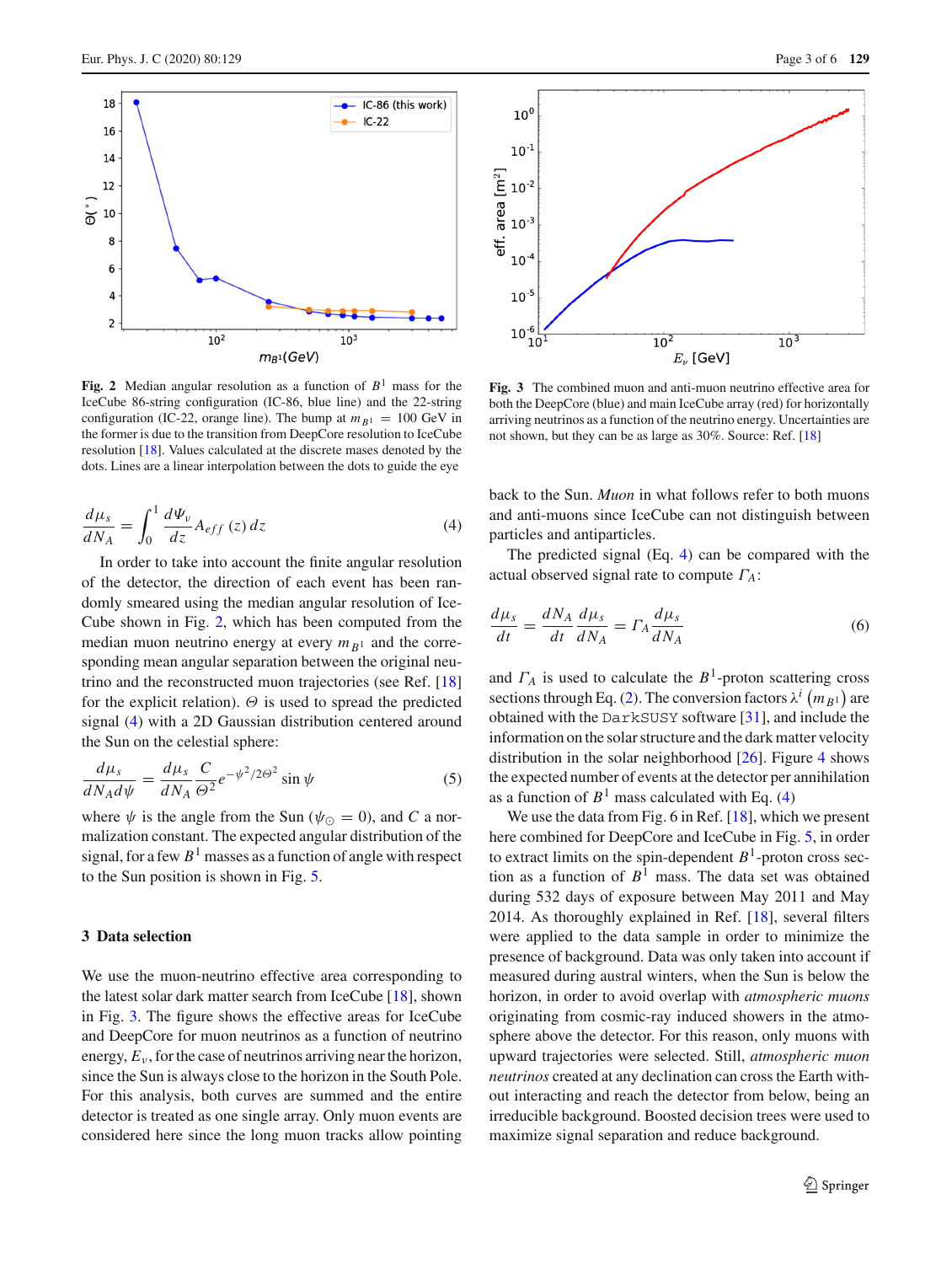**Fig. 2** Median angular resolution as a function of $B^1$ mass for the IceCube 86-string configuration (IC-86, blue line) and the 22-string configuration (IC-22, orange line). The bump at $m_{B^1} = 100$ GeV in the former is due to the transition from DeepCore resolution to IceCube resolution [18]. Values calculated at the discrete masses denoted by the dots. Lines are a linear interpolation between the dots to guide the eye

**Fig. 3** The combined muon and anti-muon neutrino effective area for both the DeepCore (blue) and main IceCube array (red) for horizontally arriving neutrinos as a function of the neutrino energy. Uncertainties are not shown, but they can be as large as 30%. Source: Ref. [18]

$$\frac{d\mu_s}{dN_A} = \int_0^1 \frac{d\Psi_\nu}{dz} A_{eff}(z)\, dz \tag{4}$$

In order to take into account the finite angular resolution of the detector, the direction of each event has been randomly smeared using the median angular resolution of IceCube shown in Fig. 2, which has been computed from the median muon neutrino energy at every $m_{B^1}$ and the corresponding mean angular separation between the original neutrino and the reconstructed muon trajectories (see Ref. [18] for the explicit relation). $\Theta$ is used to spread the predicted signal (4) with a 2D Gaussian distribution centered around the Sun on the celestial sphere:

$$\frac{d\mu_s}{dN_A d\psi} = \frac{d\mu_s}{dN_A} \frac{C}{\Theta^2} e^{-\psi^2/2\Theta^2} \sin\psi \tag{5}$$

where $\psi$ is the angle from the Sun ($\psi_\odot = 0$), and $C$ a normalization constant. The expected angular distribution of the signal, for a few $B^1$ masses as a function of angle with respect to the Sun position is shown in Fig. 5.

## 3 Data selection

We use the muon-neutrino effective area corresponding to the latest solar dark matter search from IceCube [18], shown in Fig. 3. The figure shows the effective areas for IceCube and DeepCore for muon neutrinos as a function of neutrino energy, $E_\nu$, for the case of neutrinos arriving near the horizon, since the Sun is always close to the horizon in the South Pole. For this analysis, both curves are summed and the entire detector is treated as one single array. Only muon events are considered here since the long muon tracks allow pointing back to the Sun. *Muon* in what follows refer to both muons and anti-muons since IceCube can not distinguish between particles and antiparticles.

The predicted signal (Eq. 4) can be compared with the actual observed signal rate to compute $\Gamma_A$:

$$\frac{d\mu_s}{dt} = \frac{dN_A}{dt}\frac{d\mu_s}{dN_A} = \Gamma_A \frac{d\mu_s}{dN_A} \tag{6}$$

and $\Gamma_A$ is used to calculate the $B^1$-proton scattering cross sections through Eq. (2). The conversion factors $\lambda^i\left(m_{B^1}\right)$ are obtained with the DarkSUSY software [31], and include the information on the solar structure and the dark matter velocity distribution in the solar neighborhood [26]. Figure 4 shows the expected number of events at the detector per annihilation as a function of $B^1$ mass calculated with Eq. (4)

We use the data from Fig. 6 in Ref. [18], which we present here combined for DeepCore and IceCube in Fig. 5, in order to extract limits on the spin-dependent $B^1$-proton cross section as a function of $B^1$ mass. The data set was obtained during 532 days of exposure between May 2011 and May 2014. As thoroughly explained in Ref. [18], several filters were applied to the data sample in order to minimize the presence of background. Data was only taken into account if measured during austral winters, when the Sun is below the horizon, in order to avoid overlap with *atmospheric muons* originating from cosmic-ray induced showers in the atmosphere above the detector. For this reason, only muons with upward trajectories were selected. Still, *atmospheric muon neutrinos* created at any declination can cross the Earth without interacting and reach the detector from below, being an irreducible background. Boosted decision trees were used to maximize signal separation and reduce background.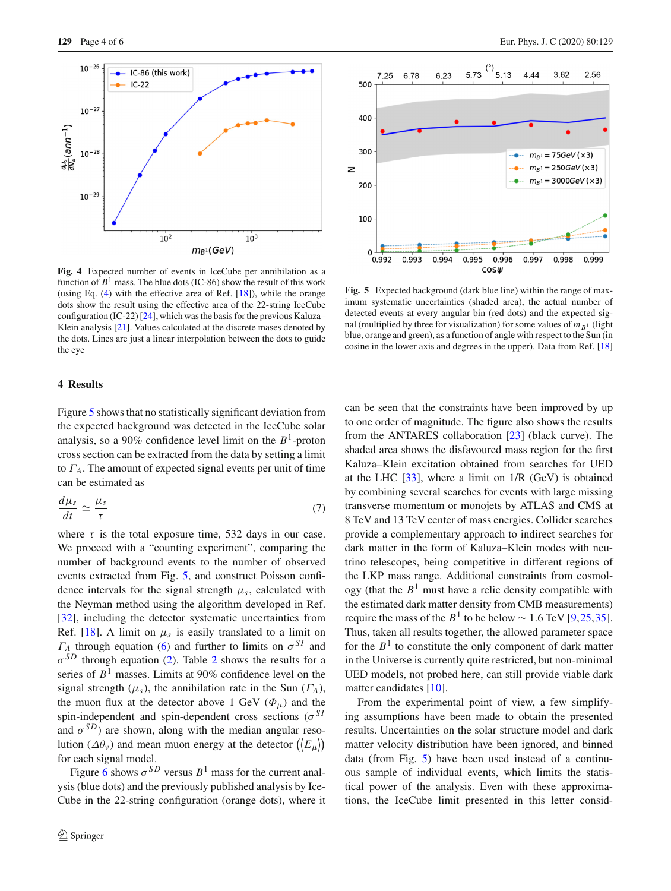Fig. 4 Expected number of events in IceCube per annihilation as a function of $B^1$ mass. The blue dots (IC-86) show the result of this work (using Eq. (4) with the effective area of Ref. [18]), while the orange dots show the result using the effective area of the 22-string IceCube configuration (IC-22) [24], which was the basis for the previous Kaluza–Klein analysis [21]. Values calculated at the discrete masses denoted by the dots. Lines are just a linear interpolation between the dots to guide the eye

Fig. 5 Expected background (dark blue line) within the range of maximum systematic uncertainties (shaded area), the actual number of detected events at every angular bin (red dots) and the expected signal (multiplied by three for visualization) for some values of $m_{B^1}$ (light blue, orange and green), as a function of angle with respect to the Sun (in cosine in the lower axis and degrees in the upper). Data from Ref. [18]

## 4 Results

Figure 5 shows that no statistically significant deviation from the expected background was detected in the IceCube solar analysis, so a 90% confidence level limit on the $B^1$-proton cross section can be extracted from the data by setting a limit to $\Gamma_A$. The amount of expected signal events per unit of time can be estimated as

$$\frac{d\mu_s}{dt} \simeq \frac{\mu_s}{\tau} \tag{7}$$

where $\tau$ is the total exposure time, 532 days in our case. We proceed with a "counting experiment", comparing the number of background events to the number of observed events extracted from Fig. 5, and construct Poisson confidence intervals for the signal strength $\mu_s$, calculated with the Neyman method using the algorithm developed in Ref. [32], including the detector systematic uncertainties from Ref. [18]. A limit on $\mu_s$ is easily translated to a limit on $\Gamma_A$ through equation (6) and further to limits on $\sigma^{SI}$ and $\sigma^{SD}$ through equation (2). Table 2 shows the results for a series of $B^1$ masses. Limits at 90% confidence level on the signal strength ($\mu_s$), the annihilation rate in the Sun ($\Gamma_A$), the muon flux at the detector above 1 GeV ($\Phi_\mu$) and the spin-independent and spin-dependent cross sections ($\sigma^{SI}$ and $\sigma^{SD}$) are shown, along with the median angular resolution ($\Delta\theta_\nu$) and mean muon energy at the detector ($\langle E_\mu \rangle$) for each signal model.

Figure 6 shows $\sigma^{SD}$ versus $B^1$ mass for the current analysis (blue dots) and the previously published analysis by IceCube in the 22-string configuration (orange dots), where it can be seen that the constraints have been improved by up to one order of magnitude. The figure also shows the results from the ANTARES collaboration [23] (black curve). The shaded area shows the disfavoured mass region for the first Kaluza–Klein excitation obtained from searches for UED at the LHC [33], where a limit on 1/R (GeV) is obtained by combining several searches for events with large missing transverse momentum or monojets by ATLAS and CMS at 8 TeV and 13 TeV center of mass energies. Collider searches provide a complementary approach to indirect searches for dark matter in the form of Kaluza–Klein modes with neutrino telescopes, being competitive in different regions of the LKP mass range. Additional constraints from cosmology (that the $B^1$ must have a relic density compatible with the estimated dark matter density from CMB measurements) require the mass of the $B^1$ to be below $\sim$ 1.6 TeV [9,25,35]. Thus, taken all results together, the allowed parameter space for the $B^1$ to constitute the only component of dark matter in the Universe is currently quite restricted, but non-minimal UED models, not probed here, can still provide viable dark matter candidates [10].

From the experimental point of view, a few simplifying assumptions have been made to obtain the presented results. Uncertainties on the solar structure model and dark matter velocity distribution have been ignored, and binned data (from Fig. 5) have been used instead of a continuous sample of individual events, which limits the statistical power of the analysis. Even with these approximations, the IceCube limit presented in this letter consid-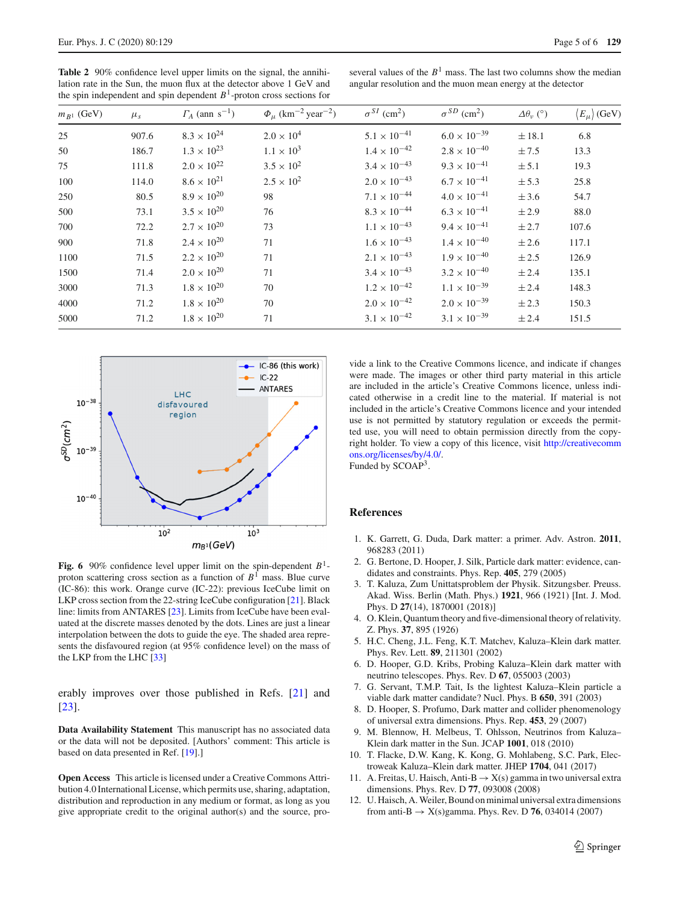**Table 2** 90% confidence level upper limits on the signal, the annihilation rate in the Sun, the muon flux at the detector above 1 GeV and the spin independent and spin dependent $B^1$-proton cross sections for several values of the $B^1$ mass. The last two columns show the median angular resolution and the muon mean energy at the detector

| $m_{B^1}$ (GeV) | $\mu_s$ | $\Gamma_A$ (ann s$^{-1}$) | $\Phi_\mu$ (km$^{-2}$ year$^{-2}$) | $\sigma^{SI}$ (cm$^2$) | $\sigma^{SD}$ (cm$^2$) | $\Delta\theta_\nu$ (°) | $\langle E_\mu \rangle$ (GeV) |
|---|---|---|---|---|---|---|---|
| 25 | 907.6 | $8.3 \times 10^{24}$ | $2.0 \times 10^4$ | $5.1 \times 10^{-41}$ | $6.0 \times 10^{-39}$ | $\pm 18.1$ | 6.8 |
| 50 | 186.7 | $1.3 \times 10^{23}$ | $1.1 \times 10^3$ | $1.4 \times 10^{-42}$ | $2.8 \times 10^{-40}$ | $\pm 7.5$ | 13.3 |
| 75 | 111.8 | $2.0 \times 10^{22}$ | $3.5 \times 10^2$ | $3.4 \times 10^{-43}$ | $9.3 \times 10^{-41}$ | $\pm 5.1$ | 19.3 |
| 100 | 114.0 | $8.6 \times 10^{21}$ | $2.5 \times 10^2$ | $2.0 \times 10^{-43}$ | $6.7 \times 10^{-41}$ | $\pm 5.3$ | 25.8 |
| 250 | 80.5 | $8.9 \times 10^{20}$ | 98 | $7.1 \times 10^{-44}$ | $4.0 \times 10^{-41}$ | $\pm 3.6$ | 54.7 |
| 500 | 73.1 | $3.5 \times 10^{20}$ | 76 | $8.3 \times 10^{-44}$ | $6.3 \times 10^{-41}$ | $\pm 2.9$ | 88.0 |
| 700 | 72.2 | $2.7 \times 10^{20}$ | 73 | $1.1 \times 10^{-43}$ | $9.4 \times 10^{-41}$ | $\pm 2.7$ | 107.6 |
| 900 | 71.8 | $2.4 \times 10^{20}$ | 71 | $1.6 \times 10^{-43}$ | $1.4 \times 10^{-40}$ | $\pm 2.6$ | 117.1 |
| 1100 | 71.5 | $2.2 \times 10^{20}$ | 71 | $2.1 \times 10^{-43}$ | $1.9 \times 10^{-40}$ | $\pm 2.5$ | 126.9 |
| 1500 | 71.4 | $2.0 \times 10^{20}$ | 71 | $3.4 \times 10^{-43}$ | $3.2 \times 10^{-40}$ | $\pm 2.4$ | 135.1 |
| 3000 | 71.3 | $1.8 \times 10^{20}$ | 70 | $1.2 \times 10^{-42}$ | $1.1 \times 10^{-39}$ | $\pm 2.4$ | 148.3 |
| 4000 | 71.2 | $1.8 \times 10^{20}$ | 70 | $2.0 \times 10^{-42}$ | $2.0 \times 10^{-39}$ | $\pm 2.3$ | 150.3 |
| 5000 | 71.2 | $1.8 \times 10^{20}$ | 71 | $3.1 \times 10^{-42}$ | $3.1 \times 10^{-39}$ | $\pm 2.4$ | 151.5 |

**Fig. 6** 90% confidence level upper limit on the spin-dependent $B^1$-proton scattering cross section as a function of $B^1$ mass. Blue curve (IC-86): this work. Orange curve (IC-22): previous IceCube limit on LKP cross section from the 22-string IceCube configuration [21]. Black line: limits from ANTARES [23]. Limits from IceCube have been evaluated at the discrete masses denoted by the dots. Lines are just a linear interpolation between the dots to guide the eye. The shaded area represents the disfavoured region (at 95% confidence level) on the mass of the LKP from the LHC [33]

erably improves over those published in Refs. [21] and [23].

**Data Availability Statement** This manuscript has no associated data or the data will not be deposited. [Authors' comment: This article is based on data presented in Ref. [19].]

**Open Access** This article is licensed under a Creative Commons Attribution 4.0 International License, which permits use, sharing, adaptation, distribution and reproduction in any medium or format, as long as you give appropriate credit to the original author(s) and the source, provide a link to the Creative Commons licence, and indicate if changes were made. The images or other third party material in this article are included in the article's Creative Commons licence, unless indicated otherwise in a credit line to the material. If material is not included in the article's Creative Commons licence and your intended use is not permitted by statutory regulation or exceeds the permitted use, you will need to obtain permission directly from the copyright holder. To view a copy of this licence, visit http://creativecommons.org/licenses/by/4.0/.

Funded by SCOAP[3].

## References

1. K. Garrett, G. Duda, Dark matter: a primer. Adv. Astron. **2011**, 968283 (2011)
2. G. Bertone, D. Hooper, J. Silk, Particle dark matter: evidence, candidates and constraints. Phys. Rep. **405**, 279 (2005)
3. T. Kaluza, Zum Unittatsproblem der Physik. Sitzungsber. Preuss. Akad. Wiss. Berlin (Math. Phys.) **1921**, 966 (1921) [Int. J. Mod. Phys. D **27**(14), 1870001 (2018)]
4. O. Klein, Quantum theory and five-dimensional theory of relativity. Z. Phys. **37**, 895 (1926)
5. H.C. Cheng, J.L. Feng, K.T. Matchev, Kaluza–Klein dark matter. Phys. Rev. Lett. **89**, 211301 (2002)
6. D. Hooper, G.D. Kribs, Probing Kaluza–Klein dark matter with neutrino telescopes. Phys. Rev. D **67**, 055003 (2003)
7. G. Servant, T.M.P. Tait, Is the lightest Kaluza–Klein particle a viable dark matter candidate? Nucl. Phys. B **650**, 391 (2003)
8. D. Hooper, S. Profumo, Dark matter and collider phenomenology of universal extra dimensions. Phys. Rep. **453**, 29 (2007)
9. M. Blennow, H. Melbeus, T. Ohlsson, Neutrinos from Kaluza–Klein dark matter in the Sun. JCAP **1001**, 018 (2010)
10. T. Flacke, D.W. Kang, K. Kong, G. Mohlabeng, S.C. Park, Electroweak Kaluza–Klein dark matter. JHEP **1704**, 041 (2017)
11. A. Freitas, U. Haisch, Anti-B → X(s) gamma in two universal extra dimensions. Phys. Rev. D **77**, 093008 (2008)
12. U. Haisch, A. Weiler, Bound on minimal universal extra dimensions from anti-B → X(s)gamma. Phys. Rev. D **76**, 034014 (2007)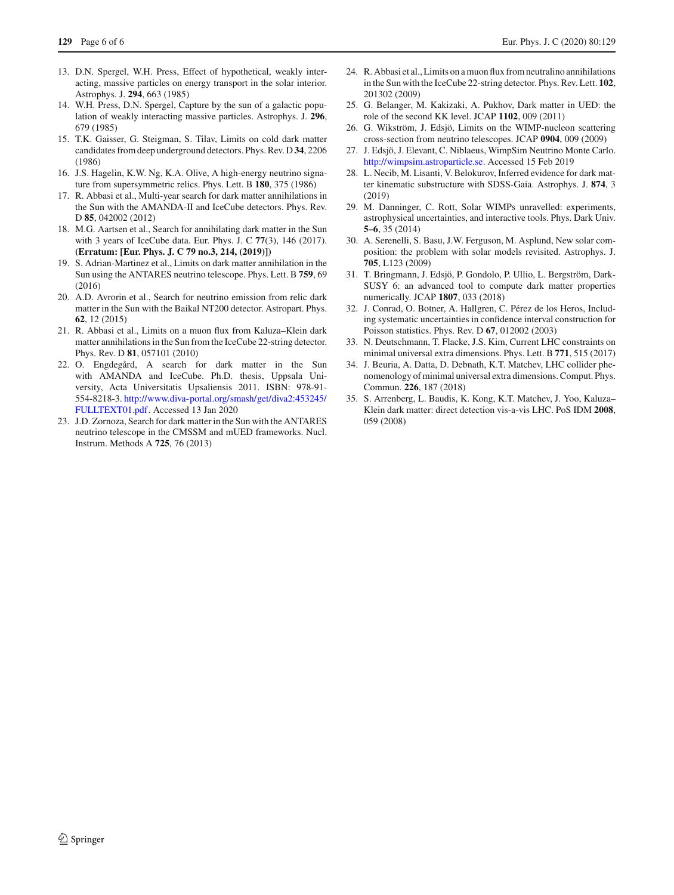13. D.N. Spergel, W.H. Press, Effect of hypothetical, weakly interacting, massive particles on energy transport in the solar interior. Astrophys. J. **294**, 663 (1985)
14. W.H. Press, D.N. Spergel, Capture by the sun of a galactic population of weakly interacting massive particles. Astrophys. J. **296**, 679 (1985)
15. T.K. Gaisser, G. Steigman, S. Tilav, Limits on cold dark matter candidates from deep underground detectors. Phys. Rev. D **34**, 2206 (1986)
16. J.S. Hagelin, K.W. Ng, K.A. Olive, A high-energy neutrino signature from supersymmetric relics. Phys. Lett. B **180**, 375 (1986)
17. R. Abbasi et al., Multi-year search for dark matter annihilations in the Sun with the AMANDA-II and IceCube detectors. Phys. Rev. D **85**, 042002 (2012)
18. M.G. Aartsen et al., Search for annihilating dark matter in the Sun with 3 years of IceCube data. Eur. Phys. J. C **77**(3), 146 (2017). **(Erratum: [Eur. Phys. J. C 79 no.3, 214, (2019)])**
19. S. Adrian-Martinez et al., Limits on dark matter annihilation in the Sun using the ANTARES neutrino telescope. Phys. Lett. B **759**, 69 (2016)
20. A.D. Avrorin et al., Search for neutrino emission from relic dark matter in the Sun with the Baikal NT200 detector. Astropart. Phys. **62**, 12 (2015)
21. R. Abbasi et al., Limits on a muon flux from Kaluza–Klein dark matter annihilations in the Sun from the IceCube 22-string detector. Phys. Rev. D **81**, 057101 (2010)
22. O. Engdegård, A search for dark matter in the Sun with AMANDA and IceCube. Ph.D. thesis, Uppsala University, Acta Universitatis Upsaliensis 2011. ISBN: 978-91-554-8218-3. http://www.diva-portal.org/smash/get/diva2:453245/FULLTEXT01.pdf. Accessed 13 Jan 2020
23. J.D. Zornoza, Search for dark matter in the Sun with the ANTARES neutrino telescope in the CMSSM and mUED frameworks. Nucl. Instrum. Methods A **725**, 76 (2013)
24. R. Abbasi et al., Limits on a muon flux from neutralino annihilations in the Sun with the IceCube 22-string detector. Phys. Rev. Lett. **102**, 201302 (2009)
25. G. Belanger, M. Kakizaki, A. Pukhov, Dark matter in UED: the role of the second KK level. JCAP **1102**, 009 (2011)
26. G. Wikström, J. Edsjö, Limits on the WIMP-nucleon scattering cross-section from neutrino telescopes. JCAP **0904**, 009 (2009)
27. J. Edsjö, J. Elevant, C. Niblaeus, WimpSim Neutrino Monte Carlo. http://wimpsim.astroparticle.se. Accessed 15 Feb 2019
28. L. Necib, M. Lisanti, V. Belokurov, Inferred evidence for dark matter kinematic substructure with SDSS-Gaia. Astrophys. J. **874**, 3 (2019)
29. M. Danninger, C. Rott, Solar WIMPs unravelled: experiments, astrophysical uncertainties, and interactive tools. Phys. Dark Univ. **5–6**, 35 (2014)
30. A. Serenelli, S. Basu, J.W. Ferguson, M. Asplund, New solar composition: the problem with solar models revisited. Astrophys. J. **705**, L123 (2009)
31. T. Bringmann, J. Edsjö, P. Gondolo, P. Ullio, L. Bergström, DarkSUSY 6: an advanced tool to compute dark matter properties numerically. JCAP **1807**, 033 (2018)
32. J. Conrad, O. Botner, A. Hallgren, C. Pérez de los Heros, Including systematic uncertainties in confidence interval construction for Poisson statistics. Phys. Rev. D **67**, 012002 (2003)
33. N. Deutschmann, T. Flacke, J.S. Kim, Current LHC constraints on minimal universal extra dimensions. Phys. Lett. B **771**, 515 (2017)
34. J. Beuria, A. Datta, D. Debnath, K.T. Matchev, LHC collider phenomenology of minimal universal extra dimensions. Comput. Phys. Commun. **226**, 187 (2018)
35. S. Arrenberg, L. Baudis, K. Kong, K.T. Matchev, J. Yoo, Kaluza–Klein dark matter: direct detection vis-a-vis LHC. PoS IDM **2008**, 059 (2008)